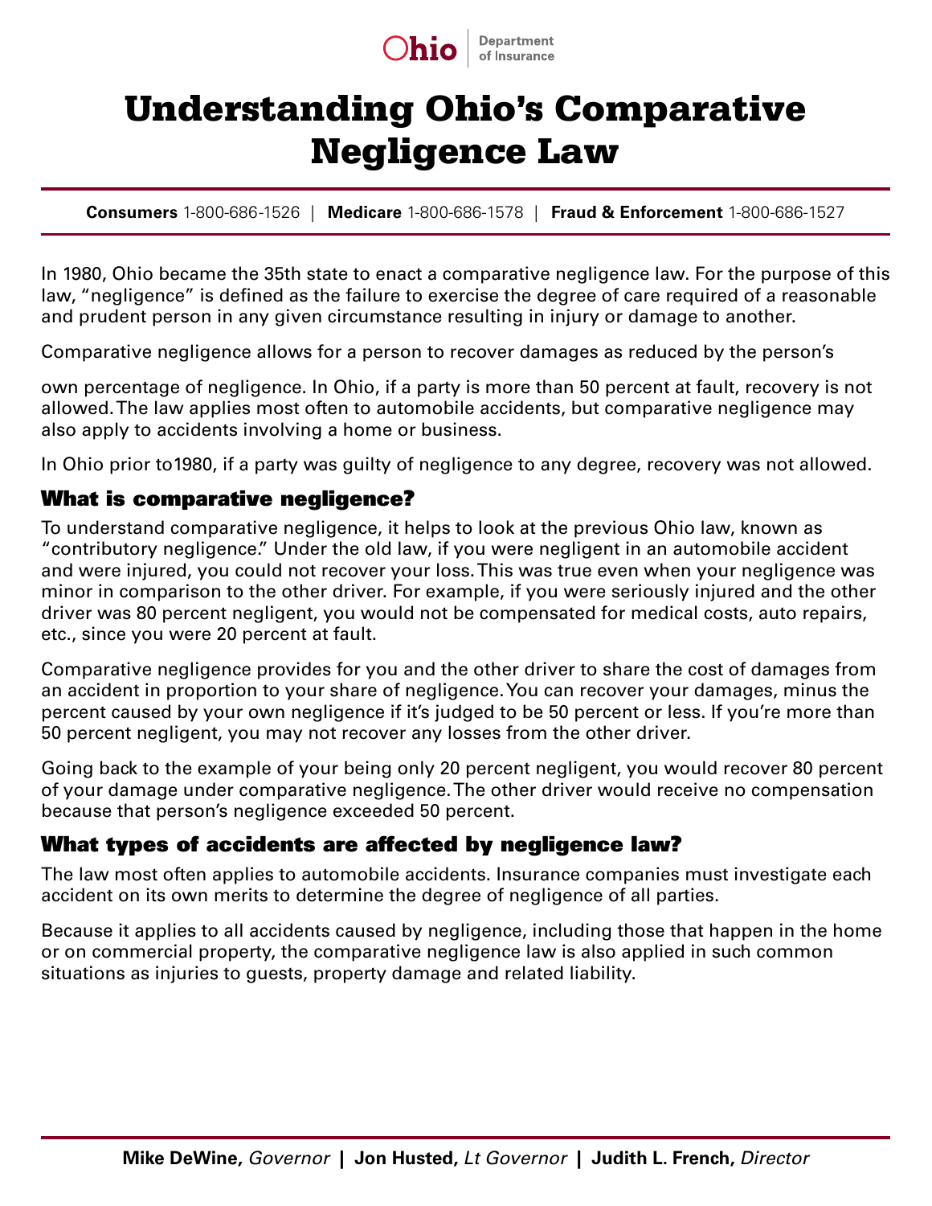Ohio | Department of Insurance

# Understanding Ohio's Comparative Negligence Law

**Consumers** 1-800-686-1526 | **Medicare** 1-800-686-1578 | **Fraud & Enforcement** 1-800-686-1527

In 1980, Ohio became the 35th state to enact a comparative negligence law. For the purpose of this law, "negligence" is defined as the failure to exercise the degree of care required of a reasonable and prudent person in any given circumstance resulting in injury or damage to another.

Comparative negligence allows for a person to recover damages as reduced by the person's

own percentage of negligence. In Ohio, if a party is more than 50 percent at fault, recovery is not allowed. The law applies most often to automobile accidents, but comparative negligence may also apply to accidents involving a home or business.

In Ohio prior to1980, if a party was guilty of negligence to any degree, recovery was not allowed.

## What is comparative negligence?

To understand comparative negligence, it helps to look at the previous Ohio law, known as "contributory negligence." Under the old law, if you were negligent in an automobile accident and were injured, you could not recover your loss. This was true even when your negligence was minor in comparison to the other driver. For example, if you were seriously injured and the other driver was 80 percent negligent, you would not be compensated for medical costs, auto repairs, etc., since you were 20 percent at fault.

Comparative negligence provides for you and the other driver to share the cost of damages from an accident in proportion to your share of negligence. You can recover your damages, minus the percent caused by your own negligence if it's judged to be 50 percent or less. If you're more than 50 percent negligent, you may not recover any losses from the other driver.

Going back to the example of your being only 20 percent negligent, you would recover 80 percent of your damage under comparative negligence. The other driver would receive no compensation because that person's negligence exceeded 50 percent.

## What types of accidents are affected by negligence law?

The law most often applies to automobile accidents. Insurance companies must investigate each accident on its own merits to determine the degree of negligence of all parties.

Because it applies to all accidents caused by negligence, including those that happen in the home or on commercial property, the comparative negligence law is also applied in such common situations as injuries to guests, property damage and related liability.

**Mike DeWine,** *Governor* | **Jon Husted,** *Lt Governor* | **Judith L. French,** *Director*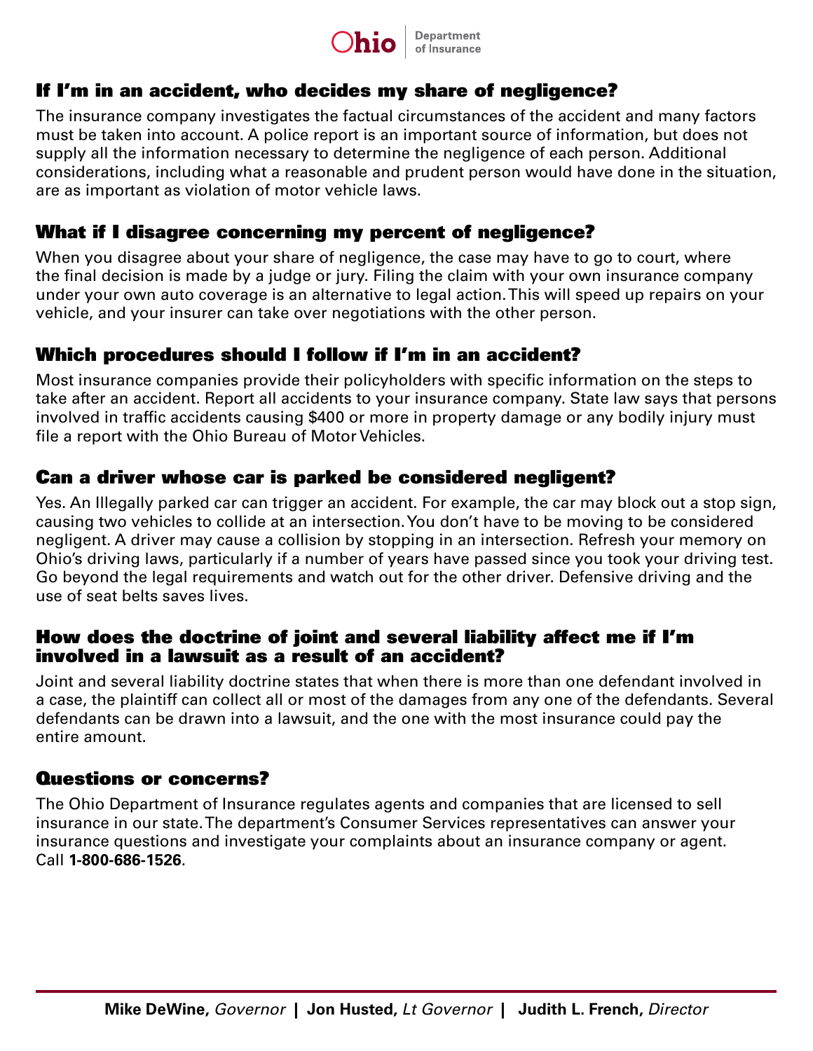## If I'm in an accident, who decides my share of negligence?

The insurance company investigates the factual circumstances of the accident and many factors must be taken into account. A police report is an important source of information, but does not supply all the information necessary to determine the negligence of each person. Additional considerations, including what a reasonable and prudent person would have done in the situation, are as important as violation of motor vehicle laws.

## What if I disagree concerning my percent of negligence?

When you disagree about your share of negligence, the case may have to go to court, where the final decision is made by a judge or jury. Filing the claim with your own insurance company under your own auto coverage is an alternative to legal action. This will speed up repairs on your vehicle, and your insurer can take over negotiations with the other person.

## Which procedures should I follow if I'm in an accident?

Most insurance companies provide their policyholders with specific information on the steps to take after an accident. Report all accidents to your insurance company. State law says that persons involved in traffic accidents causing $400 or more in property damage or any bodily injury must file a report with the Ohio Bureau of Motor Vehicles.

## Can a driver whose car is parked be considered negligent?

Yes. An Illegally parked car can trigger an accident. For example, the car may block out a stop sign, causing two vehicles to collide at an intersection. You don't have to be moving to be considered negligent. A driver may cause a collision by stopping in an intersection. Refresh your memory on Ohio's driving laws, particularly if a number of years have passed since you took your driving test. Go beyond the legal requirements and watch out for the other driver. Defensive driving and the use of seat belts saves lives.

## How does the doctrine of joint and several liability affect me if I'm involved in a lawsuit as a result of an accident?

Joint and several liability doctrine states that when there is more than one defendant involved in a case, the plaintiff can collect all or most of the damages from any one of the defendants. Several defendants can be drawn into a lawsuit, and the one with the most insurance could pay the entire amount.

## Questions or concerns?

The Ohio Department of Insurance regulates agents and companies that are licensed to sell insurance in our state. The department's Consumer Services representatives can answer your insurance questions and investigate your complaints about an insurance company or agent. Call **1-800-686-1526**.

**Mike DeWine,** *Governor* | **Jon Husted,** *Lt Governor* | **Judith L. French,** *Director*